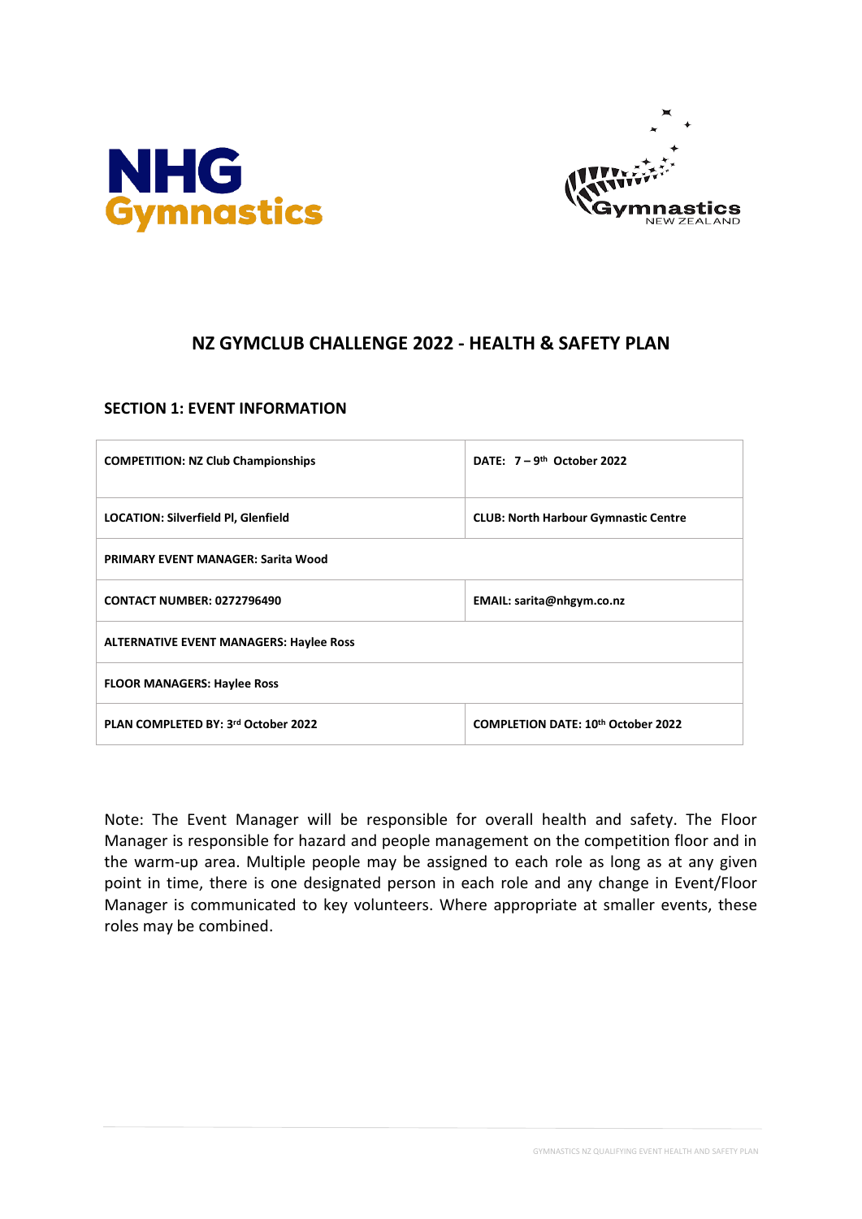## NZ GYMCLUB CHALLENGE 2022 - HEALTH & SAFETY PLAN

### SECTION 1: EVENT INFORMATION

| | |
|---|---|
| **COMPETITION: NZ Club Championships** | **DATE: 7 – 9th October 2022** |
| **LOCATION: Silverfield Pl, Glenfield** | **CLUB: North Harbour Gymnastic Centre** |
| **PRIMARY EVENT MANAGER: Sarita Wood** | |
| **CONTACT NUMBER: 0272796490** | **EMAIL: sarita@nhgym.co.nz** |
| **ALTERNATIVE EVENT MANAGERS: Haylee Ross** | |
| **FLOOR MANAGERS: Haylee Ross** | |
| **PLAN COMPLETED BY: 3rd October 2022** | **COMPLETION DATE: 10th October 2022** |

Note: The Event Manager will be responsible for overall health and safety. The Floor Manager is responsible for hazard and people management on the competition floor and in the warm-up area. Multiple people may be assigned to each role as long as at any given point in time, there is one designated person in each role and any change in Event/Floor Manager is communicated to key volunteers. Where appropriate at smaller events, these roles may be combined.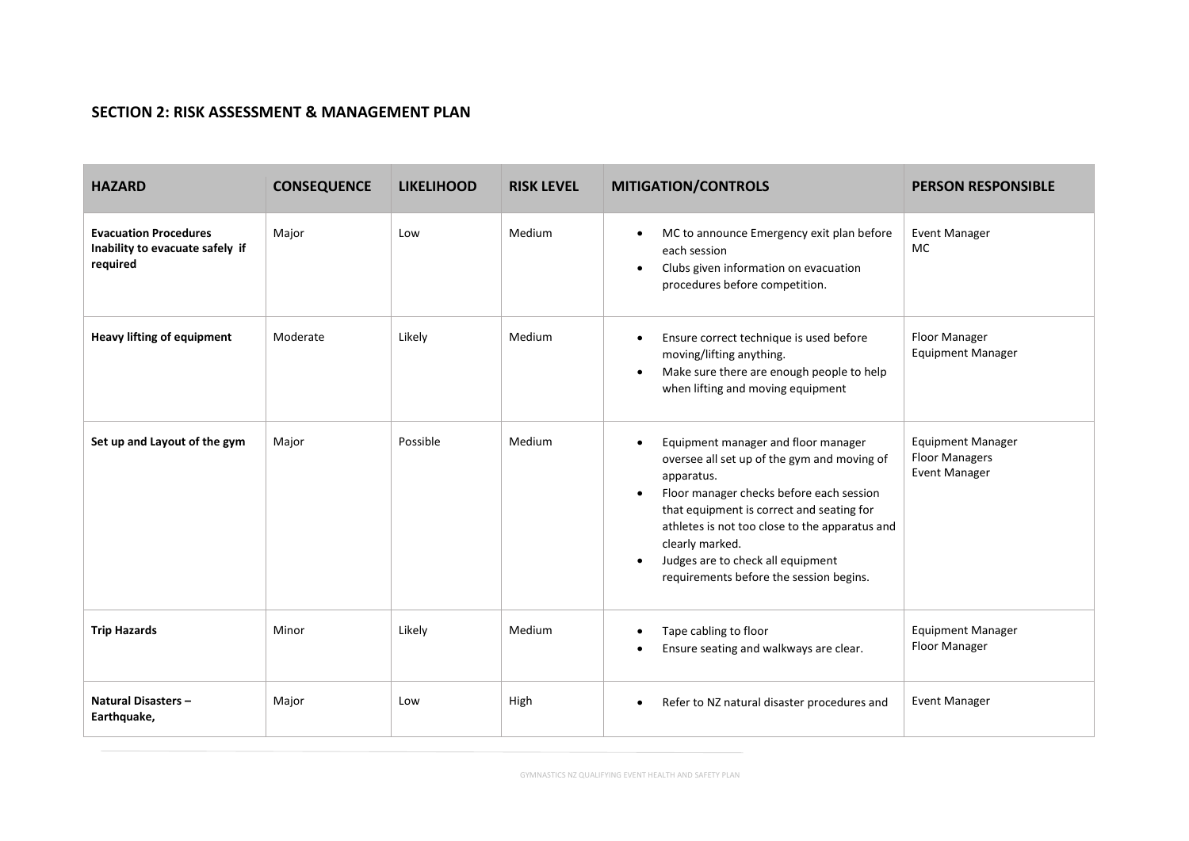## SECTION 2: RISK ASSESSMENT & MANAGEMENT PLAN

| HAZARD | CONSEQUENCE | LIKELIHOOD | RISK LEVEL | MITIGATION/CONTROLS | PERSON RESPONSIBLE |
|---|---|---|---|---|---|
| **Evacuation Procedures Inability to evacuate safely if required** | Major | Low | Medium | • MC to announce Emergency exit plan before each session<br>• Clubs given information on evacuation procedures before competition. | Event Manager<br>MC |
| **Heavy lifting of equipment** | Moderate | Likely | Medium | • Ensure correct technique is used before moving/lifting anything.<br>• Make sure there are enough people to help when lifting and moving equipment | Floor Manager<br>Equipment Manager |
| **Set up and Layout of the gym** | Major | Possible | Medium | • Equipment manager and floor manager oversee all set up of the gym and moving of apparatus.<br>• Floor manager checks before each session that equipment is correct and seating for athletes is not too close to the apparatus and clearly marked.<br>• Judges are to check all equipment requirements before the session begins. | Equipment Manager<br>Floor Managers<br>Event Manager |
| **Trip Hazards** | Minor | Likely | Medium | • Tape cabling to floor<br>• Ensure seating and walkways are clear. | Equipment Manager<br>Floor Manager |
| **Natural Disasters – Earthquake,** | Major | Low | High | • Refer to NZ natural disaster procedures and | Event Manager |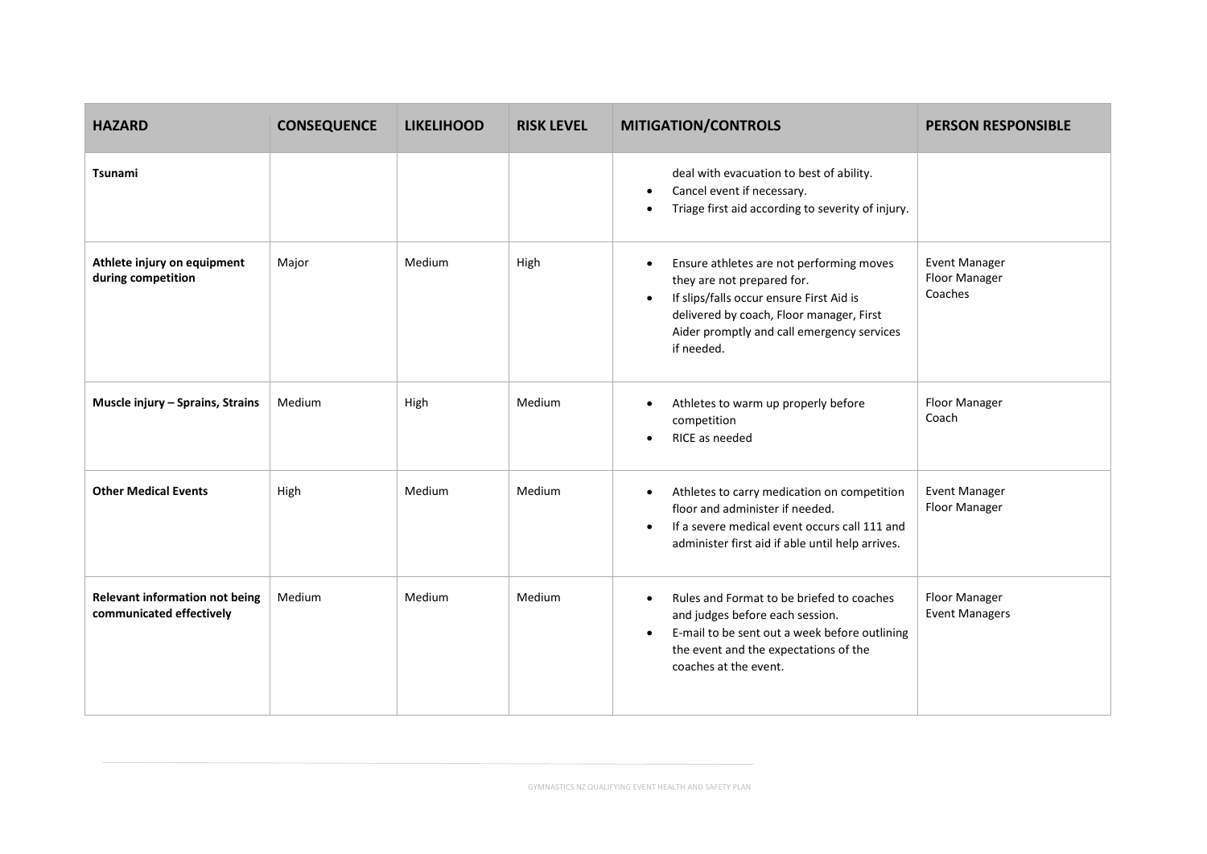| HAZARD | CONSEQUENCE | LIKELIHOOD | RISK LEVEL | MITIGATION/CONTROLS | PERSON RESPONSIBLE |
|---|---|---|---|---|---|
| **Tsunami** | | | | deal with evacuation to best of ability.<br>• Cancel event if necessary.<br>• Triage first aid according to severity of injury. | |
| **Athlete injury on equipment during competition** | Major | Medium | High | • Ensure athletes are not performing moves they are not prepared for.<br>• If slips/falls occur ensure First Aid is delivered by coach, Floor manager, First Aider promptly and call emergency services if needed. | Event Manager<br>Floor Manager<br>Coaches |
| **Muscle injury – Sprains, Strains** | Medium | High | Medium | • Athletes to warm up properly before competition<br>• RICE as needed | Floor Manager<br>Coach |
| **Other Medical Events** | High | Medium | Medium | • Athletes to carry medication on competition floor and administer if needed.<br>• If a severe medical event occurs call 111 and administer first aid if able until help arrives. | Event Manager<br>Floor Manager |
| **Relevant information not being communicated effectively** | Medium | Medium | Medium | • Rules and Format to be briefed to coaches and judges before each session.<br>• E-mail to be sent out a week before outlining the event and the expectations of the coaches at the event. | Floor Manager<br>Event Managers |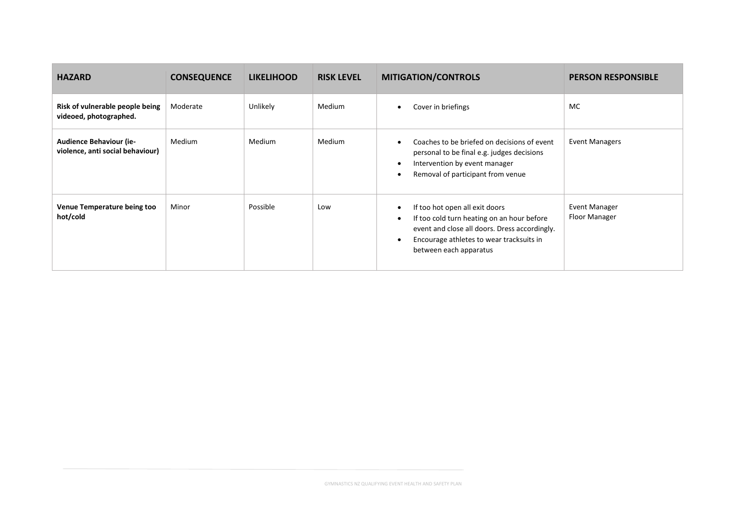| HAZARD | CONSEQUENCE | LIKELIHOOD | RISK LEVEL | MITIGATION/CONTROLS | PERSON RESPONSIBLE |
|---|---|---|---|---|---|
| **Risk of vulnerable people being videoed, photographed.** | Moderate | Unlikely | Medium | • Cover in briefings | MC |
| **Audience Behaviour (ie- violence, anti social behaviour)** | Medium | Medium | Medium | • Coaches to be briefed on decisions of event personal to be final e.g. judges decisions<br>• Intervention by event manager<br>• Removal of participant from venue | Event Managers |
| **Venue Temperature being too hot/cold** | Minor | Possible | Low | • If too hot open all exit doors<br>• If too cold turn heating on an hour before event and close all doors. Dress accordingly.<br>• Encourage athletes to wear tracksuits in between each apparatus | Event Manager<br>Floor Manager |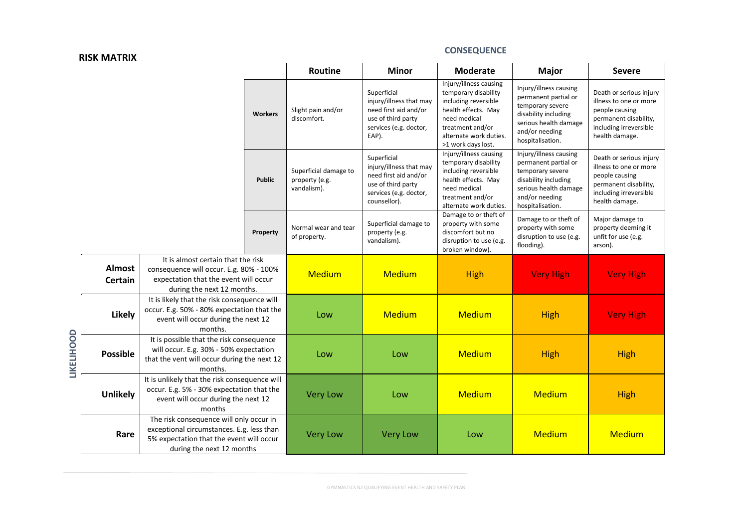## RISK MATRIX

**CONSEQUENCE**

| | | | Routine | Minor | Moderate | Major | Severe |
|---|---|---|---|---|---|---|---|
| | | **Workers** | Slight pain and/or discomfort. | Superficial injury/illness that may need first aid and/or use of third party services (e.g. doctor, EAP). | Injury/illness causing temporary disability including reversible health effects. May need medical treatment and/or alternate work duties. >1 work days lost. | Injury/illness causing permanent partial or temporary severe disability including serious health damage and/or needing hospitalisation. | Death or serious injury illness to one or more people causing permanent disability, including irreversible health damage. |
| | | **Public** | Superficial damage to property (e.g. vandalism). | Superficial injury/illness that may need first aid and/or use of third party services (e.g. doctor, counsellor). | Injury/illness causing temporary disability including reversible health effects. May need medical treatment and/or alternate work duties. | Injury/illness causing permanent partial or temporary severe disability including serious health damage and/or needing hospitalisation. | Death or serious injury illness to one or more people causing permanent disability, including irreversible health damage. |
| | | **Property** | Normal wear and tear of property. | Superficial damage to property (e.g. vandalism). | Damage to or theft of property with some discomfort but no disruption to use (e.g. broken window). | Damage to or theft of property with some disruption to use (e.g. flooding). | Major damage to property deeming it unfit for use (e.g. arson). |
| **LIKELIHOOD** | **Almost Certain** | It is almost certain that the risk consequence will occur. E.g. 80% - 100% expectation that the event will occur during the next 12 months. | Medium | Medium | High | Very High | Very High |
| | **Likely** | It is likely that the risk consequence will occur. E.g. 50% - 80% expectation that the event will occur during the next 12 months. | Low | Medium | Medium | High | Very High |
| | **Possible** | It is possible that the risk consequence will occur. E.g. 30% - 50% expectation that the vent will occur during the next 12 months. | Low | Low | Medium | High | High |
| | **Unlikely** | It is unlikely that the risk consequence will occur. E.g. 5% - 30% expectation that the event will occur during the next 12 months | Very Low | Low | Medium | Medium | High |
| | **Rare** | The risk consequence will only occur in exceptional circumstances. E.g. less than 5% expectation that the event will occur during the next 12 months | Very Low | Very Low | Low | Medium | Medium |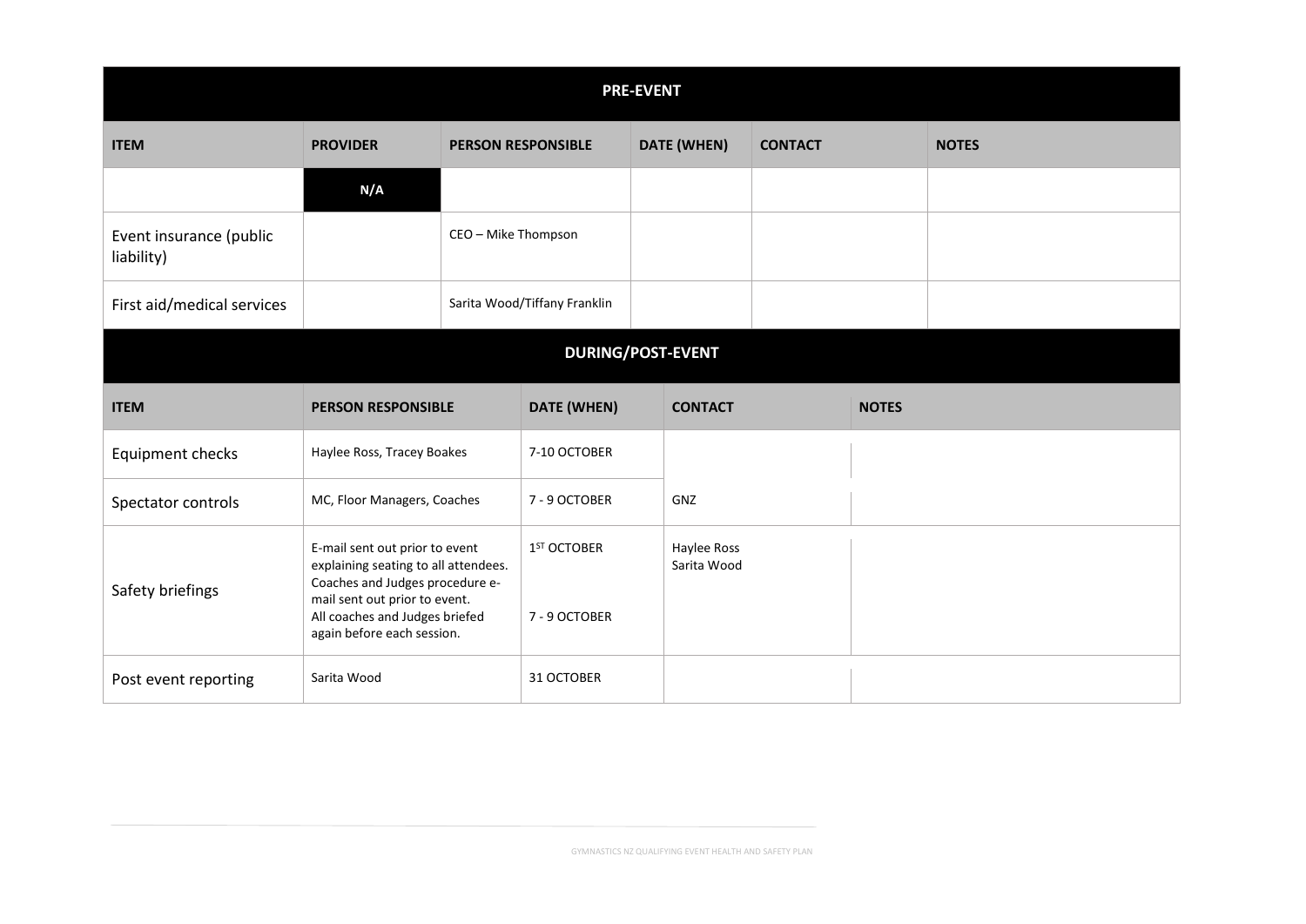| PRE-EVENT | | | | | |
| --- | --- | --- | --- | --- | --- |
| **ITEM** | **PROVIDER** | **PERSON RESPONSIBLE** | **DATE (WHEN)** | **CONTACT** | **NOTES** |
| | N/A | | | | |
| Event insurance (public liability) | | CEO – Mike Thompson | | | |
| First aid/medical services | | Sarita Wood/Tiffany Franklin | | | |

| DURING/POST-EVENT | | | | |
| --- | --- | --- | --- | --- |
| **ITEM** | **PERSON RESPONSIBLE** | **DATE (WHEN)** | **CONTACT** | **NOTES** |
| Equipment checks | Haylee Ross, Tracey Boakes | 7-10 OCTOBER | GNZ | |
| Spectator controls | MC, Floor Managers, Coaches | 7 - 9 OCTOBER | | |
| Safety briefings | E-mail sent out prior to event explaining seating to all attendees. Coaches and Judges procedure e-mail sent out prior to event. All coaches and Judges briefed again before each session. | 1ST OCTOBER<br>7 - 9 OCTOBER | Haylee Ross<br>Sarita Wood | |
| Post event reporting | Sarita Wood | 31 OCTOBER | | |